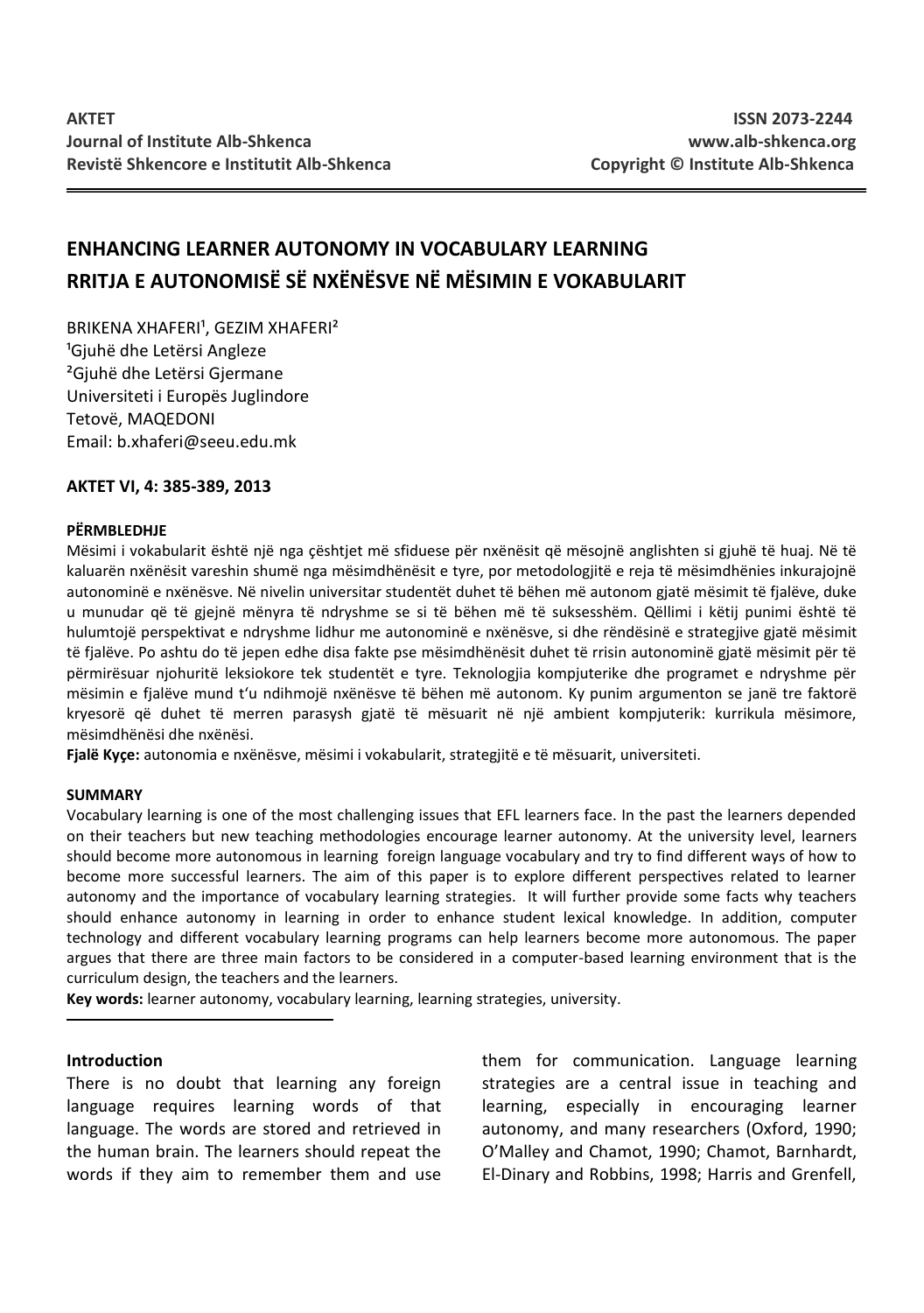# ENHANCING LEARNER AUTONOMY IN VOCABULARY LEARNING
# RRITJA E AUTONOMISË SË NXËNËSVE NË MËSIMIN E VOKABULARIT

BRIKENA XHAFERI[1], GEZIM XHAFERI[2]
[1]Gjuhë dhe Letërsi Angleze
[2]Gjuhë dhe Letërsi Gjermane
Universiteti i Europës Juglindore
Tetovë, MAQEDONI
Email: b.xhaferi@seeu.edu.mk

**AKTET VI, 4: 385-389, 2013**

**PËRMBLEDHJE**

Mësimi i vokabularit është një nga çështjet më sfiduese për nxënësit që mësojnë anglishten si gjuhë të huaj. Në të kaluarën nxënësit vareshin shumë nga mësimdhënësit e tyre, por metodologjitë e reja të mësimdhënies inkurajojnë autonominë e nxënësve. Në nivelin universitar studentët duhet të bëhen më autonom gjatë mësimit të fjalëve, duke u munduar që të gjejnë mënyra të ndryshme se si të bëhen më të suksesshëm. Qëllimi i këtij punimi është të hulumtojë perspektivat e ndryshme lidhur me autonominë e nxënësve, si dhe rëndësinë e strategjive gjatë mësimit të fjalëve. Po ashtu do të jepen edhe disa fakte pse mësimdhënësit duhet të rrisin autonominë gjatë mësimit për të përmirësuar njohuritë leksiokore tek studentët e tyre. Teknologjia kompjuterike dhe programet e ndryshme për mësimin e fjalëve mund t'u ndihmojë nxënësve të bëhen më autonom. Ky punim argumenton se janë tre faktorë kryesorë që duhet të merren parasysh gjatë të mësuarit në një ambient kompjuterik: kurrikula mësimore, mësimdhënësi dhe nxënësi.

**Fjalë Kyçe:** autonomia e nxënësve, mësimi i vokabularit, strategjitë e të mësuarit, universiteti.

**SUMMARY**

Vocabulary learning is one of the most challenging issues that EFL learners face. In the past the learners depended on their teachers but new teaching methodologies encourage learner autonomy. At the university level, learners should become more autonomous in learning foreign language vocabulary and try to find different ways of how to become more successful learners. The aim of this paper is to explore different perspectives related to learner autonomy and the importance of vocabulary learning strategies. It will further provide some facts why teachers should enhance autonomy in learning in order to enhance student lexical knowledge. In addition, computer technology and different vocabulary learning programs can help learners become more autonomous. The paper argues that there are three main factors to be considered in a computer-based learning environment that is the curriculum design, the teachers and the learners.

**Key words:** learner autonomy, vocabulary learning, learning strategies, university.

## Introduction

There is no doubt that learning any foreign language requires learning words of that language. The words are stored and retrieved in the human brain. The learners should repeat the words if they aim to remember them and use them for communication. Language learning strategies are a central issue in teaching and learning, especially in encouraging learner autonomy, and many researchers (Oxford, 1990; O'Malley and Chamot, 1990; Chamot, Barnhardt, El-Dinary and Robbins, 1998; Harris and Grenfell,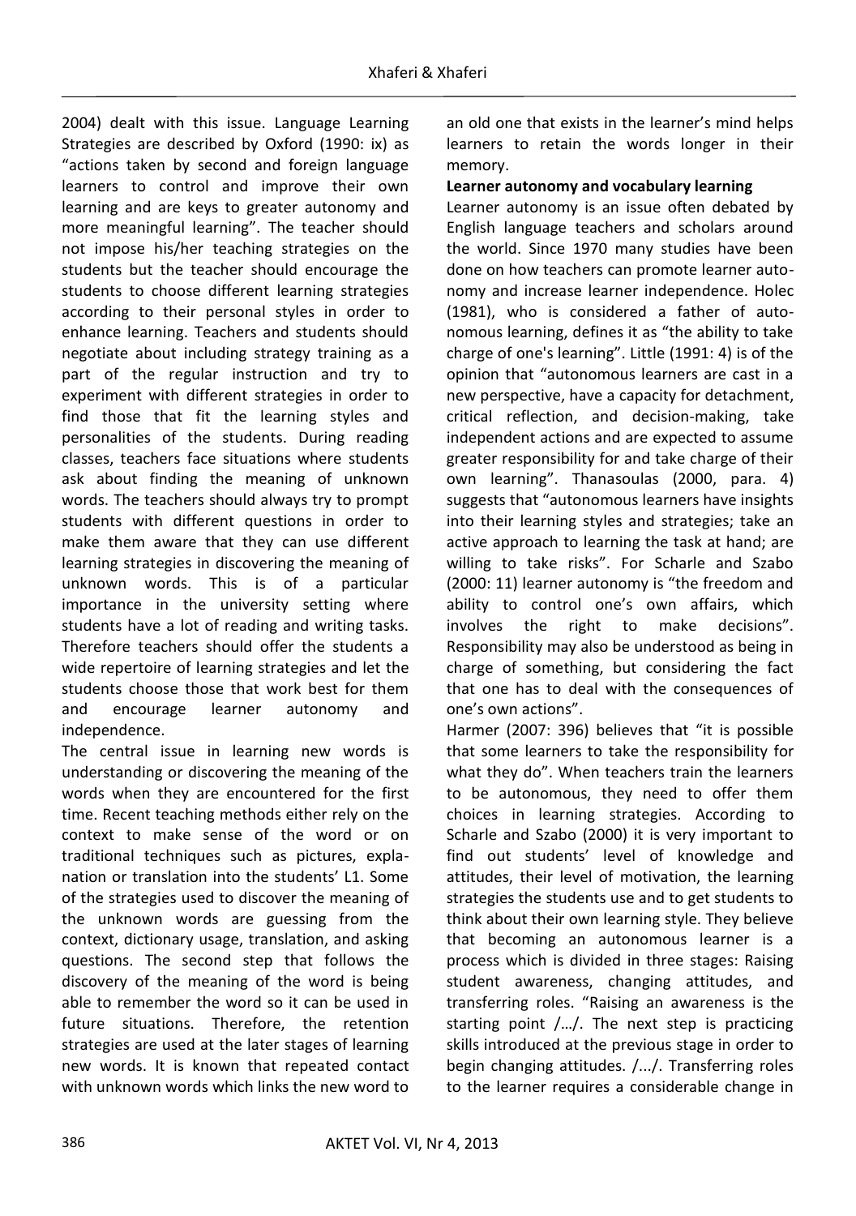2004) dealt with this issue. Language Learning Strategies are described by Oxford (1990: ix) as "actions taken by second and foreign language learners to control and improve their own learning and are keys to greater autonomy and more meaningful learning". The teacher should not impose his/her teaching strategies on the students but the teacher should encourage the students to choose different learning strategies according to their personal styles in order to enhance learning. Teachers and students should negotiate about including strategy training as a part of the regular instruction and try to experiment with different strategies in order to find those that fit the learning styles and personalities of the students. During reading classes, teachers face situations where students ask about finding the meaning of unknown words. The teachers should always try to prompt students with different questions in order to make them aware that they can use different learning strategies in discovering the meaning of unknown words. This is of a particular importance in the university setting where students have a lot of reading and writing tasks. Therefore teachers should offer the students a wide repertoire of learning strategies and let the students choose those that work best for them and encourage learner autonomy and independence.

The central issue in learning new words is understanding or discovering the meaning of the words when they are encountered for the first time. Recent teaching methods either rely on the context to make sense of the word or on traditional techniques such as pictures, explanation or translation into the students' L1. Some of the strategies used to discover the meaning of the unknown words are guessing from the context, dictionary usage, translation, and asking questions. The second step that follows the discovery of the meaning of the word is being able to remember the word so it can be used in future situations. Therefore, the retention strategies are used at the later stages of learning new words. It is known that repeated contact with unknown words which links the new word to an old one that exists in the learner's mind helps learners to retain the words longer in their memory.

**Learner autonomy and vocabulary learning**

Learner autonomy is an issue often debated by English language teachers and scholars around the world. Since 1970 many studies have been done on how teachers can promote learner autonomy and increase learner independence. Holec (1981), who is considered a father of autonomous learning, defines it as "the ability to take charge of one's learning". Little (1991: 4) is of the opinion that "autonomous learners are cast in a new perspective, have a capacity for detachment, critical reflection, and decision-making, take independent actions and are expected to assume greater responsibility for and take charge of their own learning". Thanasoulas (2000, para. 4) suggests that "autonomous learners have insights into their learning styles and strategies; take an active approach to learning the task at hand; are willing to take risks". For Scharle and Szabo (2000: 11) learner autonomy is "the freedom and ability to control one's own affairs, which involves the right to make decisions". Responsibility may also be understood as being in charge of something, but considering the fact that one has to deal with the consequences of one's own actions".

Harmer (2007: 396) believes that "it is possible that some learners to take the responsibility for what they do". When teachers train the learners to be autonomous, they need to offer them choices in learning strategies. According to Scharle and Szabo (2000) it is very important to find out students' level of knowledge and attitudes, their level of motivation, the learning strategies the students use and to get students to think about their own learning style. They believe that becoming an autonomous learner is a process which is divided in three stages: Raising student awareness, changing attitudes, and transferring roles. "Raising an awareness is the starting point /…/. The next step is practicing skills introduced at the previous stage in order to begin changing attitudes. /.../. Transferring roles to the learner requires a considerable change in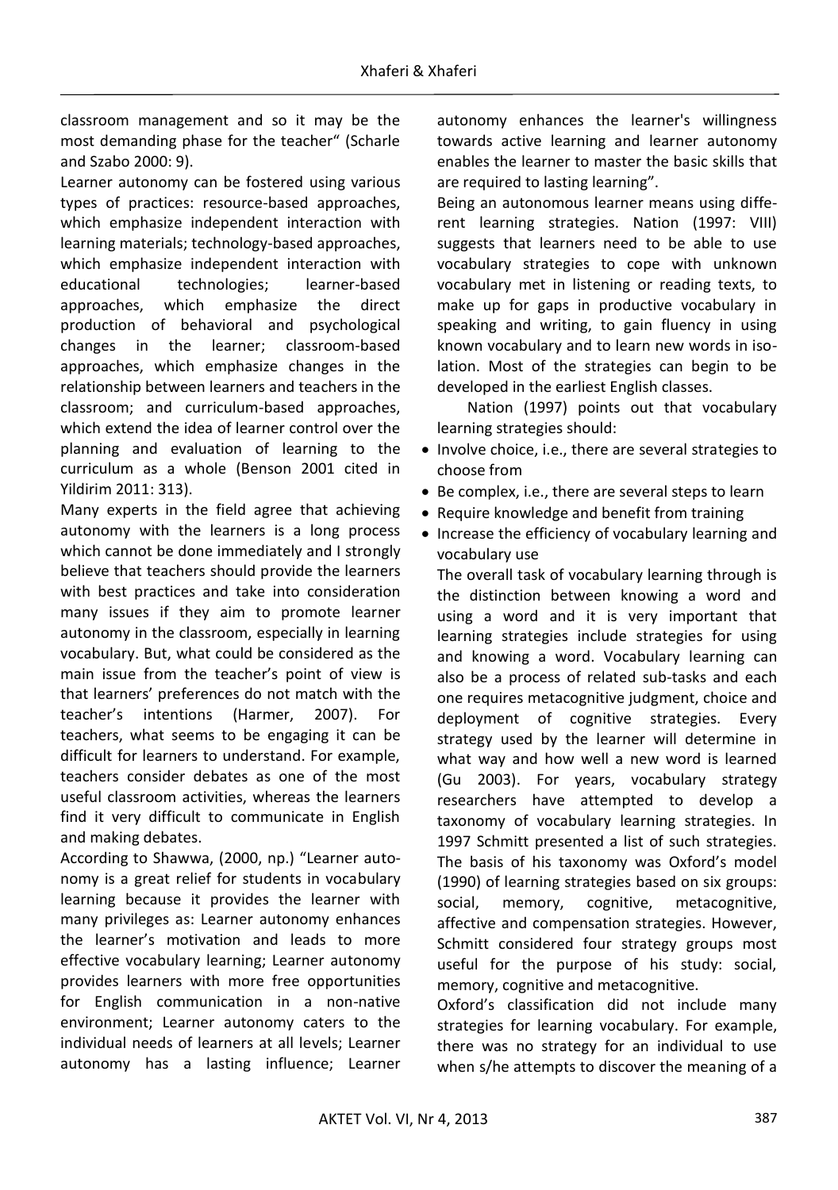classroom management and so it may be the most demanding phase for the teacher" (Scharle and Szabo 2000: 9).

Learner autonomy can be fostered using various types of practices: resource-based approaches, which emphasize independent interaction with learning materials; technology-based approaches, which emphasize independent interaction with educational technologies; learner-based approaches, which emphasize the direct production of behavioral and psychological changes in the learner; classroom-based approaches, which emphasize changes in the relationship between learners and teachers in the classroom; and curriculum-based approaches, which extend the idea of learner control over the planning and evaluation of learning to the curriculum as a whole (Benson 2001 cited in Yildirim 2011: 313).

Many experts in the field agree that achieving autonomy with the learners is a long process which cannot be done immediately and I strongly believe that teachers should provide the learners with best practices and take into consideration many issues if they aim to promote learner autonomy in the classroom, especially in learning vocabulary. But, what could be considered as the main issue from the teacher's point of view is that learners' preferences do not match with the teacher's intentions (Harmer, 2007). For teachers, what seems to be engaging it can be difficult for learners to understand. For example, teachers consider debates as one of the most useful classroom activities, whereas the learners find it very difficult to communicate in English and making debates.

According to Shawwa, (2000, np.) "Learner autonomy is a great relief for students in vocabulary learning because it provides the learner with many privileges as: Learner autonomy enhances the learner's motivation and leads to more effective vocabulary learning; Learner autonomy provides learners with more free opportunities for English communication in a non-native environment; Learner autonomy caters to the individual needs of learners at all levels; Learner autonomy has a lasting influence; Learner autonomy enhances the learner's willingness towards active learning and learner autonomy enables the learner to master the basic skills that are required to lasting learning".

Being an autonomous learner means using different learning strategies. Nation (1997: VIII) suggests that learners need to be able to use vocabulary strategies to cope with unknown vocabulary met in listening or reading texts, to make up for gaps in productive vocabulary in speaking and writing, to gain fluency in using known vocabulary and to learn new words in isolation. Most of the strategies can begin to be developed in the earliest English classes.

Nation (1997) points out that vocabulary learning strategies should:

- Involve choice, i.e., there are several strategies to choose from
- Be complex, i.e., there are several steps to learn
- Require knowledge and benefit from training
- Increase the efficiency of vocabulary learning and vocabulary use

The overall task of vocabulary learning through is the distinction between knowing a word and using a word and it is very important that learning strategies include strategies for using and knowing a word. Vocabulary learning can also be a process of related sub-tasks and each one requires metacognitive judgment, choice and deployment of cognitive strategies. Every strategy used by the learner will determine in what way and how well a new word is learned (Gu 2003). For years, vocabulary strategy researchers have attempted to develop a taxonomy of vocabulary learning strategies. In 1997 Schmitt presented a list of such strategies. The basis of his taxonomy was Oxford's model (1990) of learning strategies based on six groups: social, memory, cognitive, metacognitive, affective and compensation strategies. However, Schmitt considered four strategy groups most useful for the purpose of his study: social, memory, cognitive and metacognitive.

Oxford's classification did not include many strategies for learning vocabulary. For example, there was no strategy for an individual to use when s/he attempts to discover the meaning of a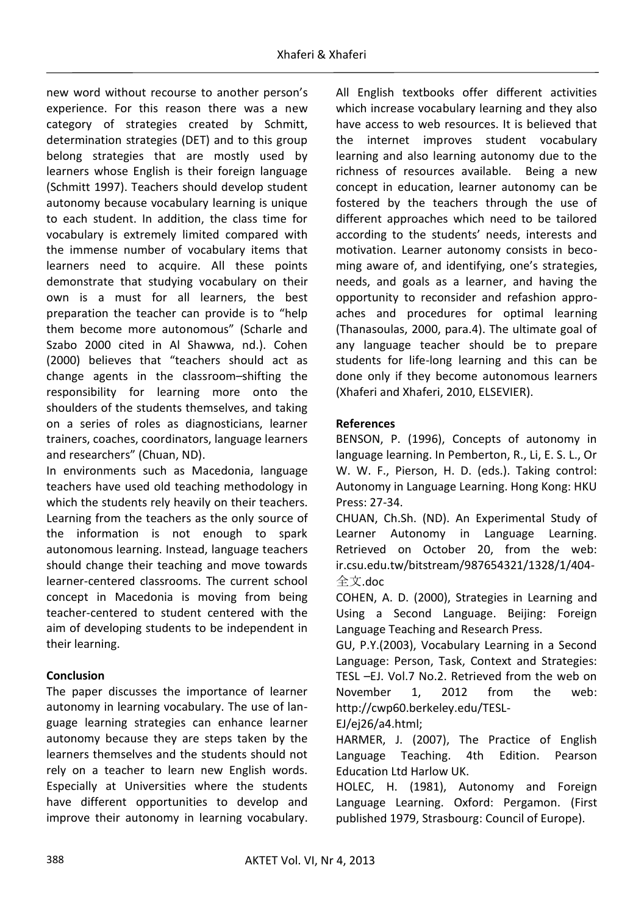new word without recourse to another person's experience. For this reason there was a new category of strategies created by Schmitt, determination strategies (DET) and to this group belong strategies that are mostly used by learners whose English is their foreign language (Schmitt 1997). Teachers should develop student autonomy because vocabulary learning is unique to each student. In addition, the class time for vocabulary is extremely limited compared with the immense number of vocabulary items that learners need to acquire. All these points demonstrate that studying vocabulary on their own is a must for all learners, the best preparation the teacher can provide is to "help them become more autonomous" (Scharle and Szabo 2000 cited in Al Shawwa, nd.). Cohen (2000) believes that "teachers should act as change agents in the classroom–shifting the responsibility for learning more onto the shoulders of the students themselves, and taking on a series of roles as diagnosticians, learner trainers, coaches, coordinators, language learners and researchers" (Chuan, ND).

In environments such as Macedonia, language teachers have used old teaching methodology in which the students rely heavily on their teachers. Learning from the teachers as the only source of the information is not enough to spark autonomous learning. Instead, language teachers should change their teaching and move towards learner-centered classrooms. The current school concept in Macedonia is moving from being teacher-centered to student centered with the aim of developing students to be independent in their learning.

**Conclusion**

The paper discusses the importance of learner autonomy in learning vocabulary. The use of language learning strategies can enhance learner autonomy because they are steps taken by the learners themselves and the students should not rely on a teacher to learn new English words. Especially at Universities where the students have different opportunities to develop and improve their autonomy in learning vocabulary. All English textbooks offer different activities which increase vocabulary learning and they also have access to web resources. It is believed that the internet improves student vocabulary learning and also learning autonomy due to the richness of resources available. Being a new concept in education, learner autonomy can be fostered by the teachers through the use of different approaches which need to be tailored according to the students' needs, interests and motivation. Learner autonomy consists in becoming aware of, and identifying, one's strategies, needs, and goals as a learner, and having the opportunity to reconsider and refashion approaches and procedures for optimal learning (Thanasoulas, 2000, para.4). The ultimate goal of any language teacher should be to prepare students for life-long learning and this can be done only if they become autonomous learners (Xhaferi and Xhaferi, 2010, ELSEVIER).

**References**

BENSON, P. (1996), Concepts of autonomy in language learning. In Pemberton, R., Li, E. S. L., Or W. W. F., Pierson, H. D. (eds.). Taking control: Autonomy in Language Learning. Hong Kong: HKU Press: 27-34.

CHUAN, Ch.Sh. (ND). An Experimental Study of Learner Autonomy in Language Learning. Retrieved on October 20, from the web: ir.csu.edu.tw/bitstream/987654321/1328/1/404-全文.doc

COHEN, A. D. (2000), Strategies in Learning and Using a Second Language. Beijing: Foreign Language Teaching and Research Press.

GU, P.Y.(2003), Vocabulary Learning in a Second Language: Person, Task, Context and Strategies: TESL –EJ. Vol.7 No.2. Retrieved from the web on November 1, 2012 from the web: http://cwp60.berkeley.edu/TESL-EJ/ej26/a4.html;

HARMER, J. (2007), The Practice of English Language Teaching. 4th Edition. Pearson Education Ltd Harlow UK.

HOLEC, H. (1981), Autonomy and Foreign Language Learning. Oxford: Pergamon. (First published 1979, Strasbourg: Council of Europe).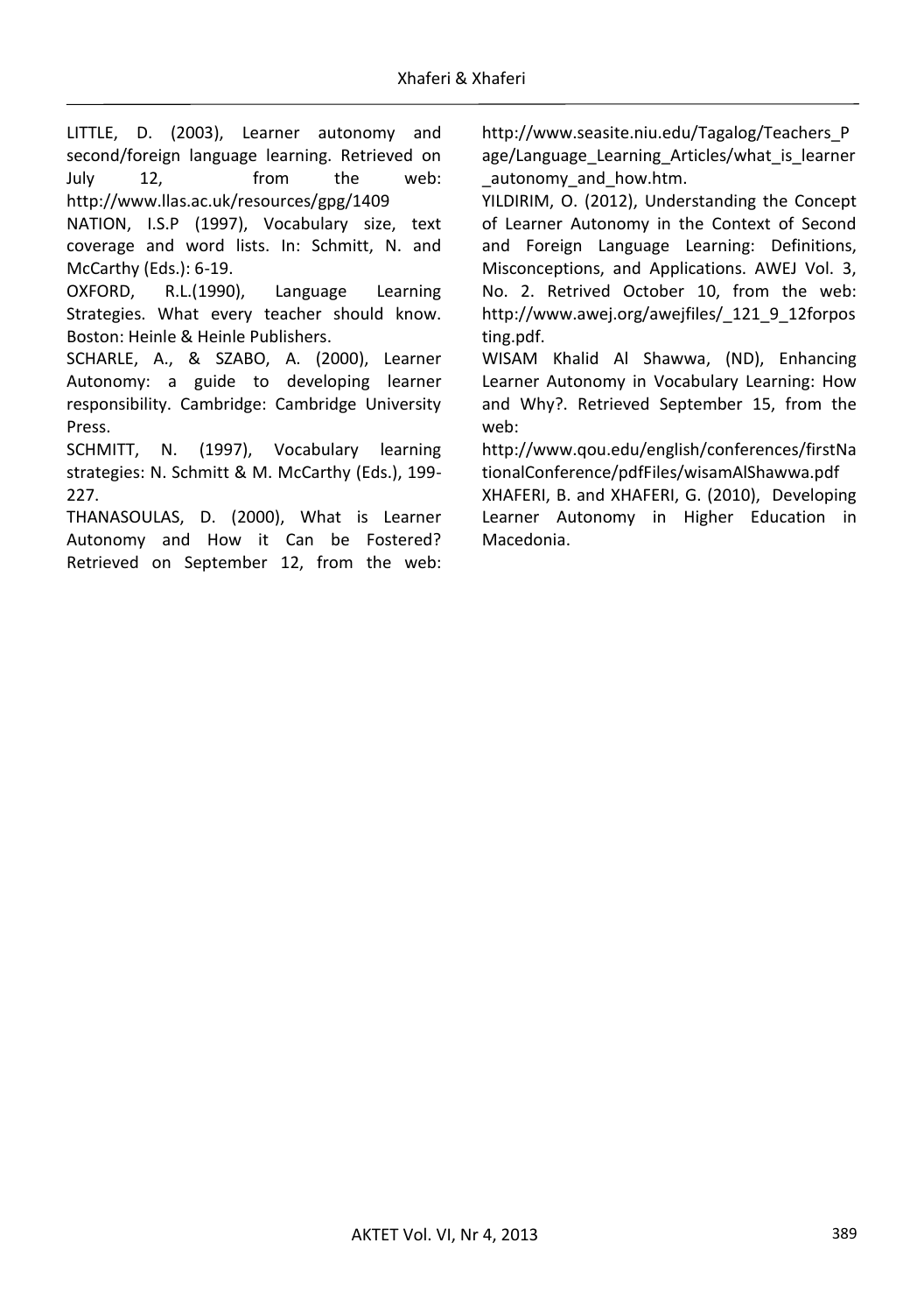LITTLE, D. (2003), Learner autonomy and second/foreign language learning. Retrieved on July 12, from the web: http://www.llas.ac.uk/resources/gpg/1409

NATION, I.S.P (1997), Vocabulary size, text coverage and word lists. In: Schmitt, N. and McCarthy (Eds.): 6-19.

OXFORD, R.L.(1990), Language Learning Strategies. What every teacher should know. Boston: Heinle & Heinle Publishers.

SCHARLE, A., & SZABO, A. (2000), Learner Autonomy: a guide to developing learner responsibility. Cambridge: Cambridge University Press.

SCHMITT, N. (1997), Vocabulary learning strategies: N. Schmitt & M. McCarthy (Eds.), 199-227.

THANASOULAS, D. (2000), What is Learner Autonomy and How it Can be Fostered? Retrieved on September 12, from the web: http://www.seasite.niu.edu/Tagalog/Teachers_Page/Language_Learning_Articles/what_is_learner_autonomy_and_how.htm.

YILDIRIM, O. (2012), Understanding the Concept of Learner Autonomy in the Context of Second and Foreign Language Learning: Definitions, Misconceptions, and Applications. AWEJ Vol. 3, No. 2. Retrived October 10, from the web: http://www.awej.org/awejfiles/_121_9_12forposting.pdf.

WISAM Khalid Al Shawwa, (ND), Enhancing Learner Autonomy in Vocabulary Learning: How and Why?. Retrieved September 15, from the web: http://www.qou.edu/english/conferences/firstNationalConference/pdfFiles/wisamAlShawwa.pdf

XHAFERI, B. and XHAFERI, G. (2010), Developing Learner Autonomy in Higher Education in Macedonia.